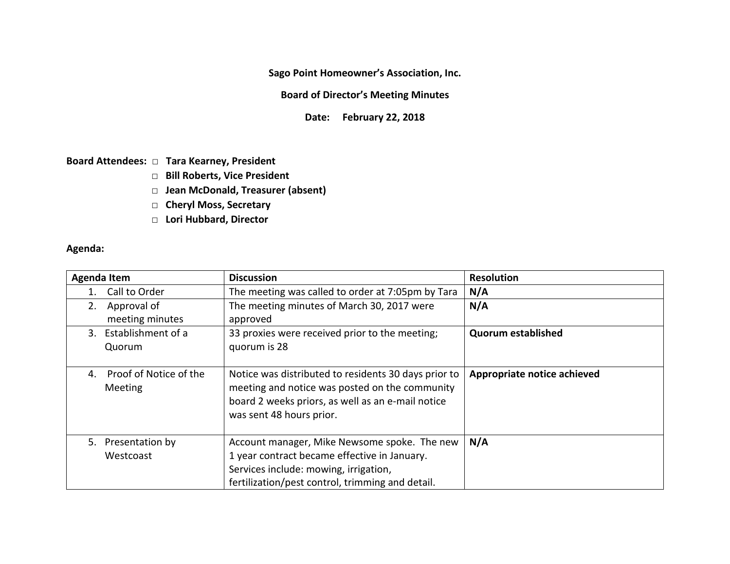**Sago Point Homeowner's Association, Inc.**

**Board of Director's Meeting Minutes**

**Date: February 22, 2018**

**Board Attendees:**

- □ **Tara Kearney, President**
- □ **Bill Roberts, Vice President**
- □ **Jean McDonald, Treasurer (absent)**
- □ **Cheryl Moss, Secretary**
- □ **Lori Hubbard, Director**

**Agenda:**

| Agenda Item | Discussion | Resolution |
|---|---|---|
| 1. Call to Order | The meeting was called to order at 7:05pm by Tara | **N/A** |
| 2. Approval of meeting minutes | The meeting minutes of March 30, 2017 were approved | **N/A** |
| 3. Establishment of a Quorum | 33 proxies were received prior to the meeting; quorum is 28 | **Quorum established** |
| 4. Proof of Notice of the Meeting | Notice was distributed to residents 30 days prior to meeting and notice was posted on the community board 2 weeks priors, as well as an e-mail notice was sent 48 hours prior. | **Appropriate notice achieved** |
| 5. Presentation by Westcoast | Account manager, Mike Newsome spoke. The new 1 year contract became effective in January. Services include: mowing, irrigation, fertilization/pest control, trimming and detail. | **N/A** |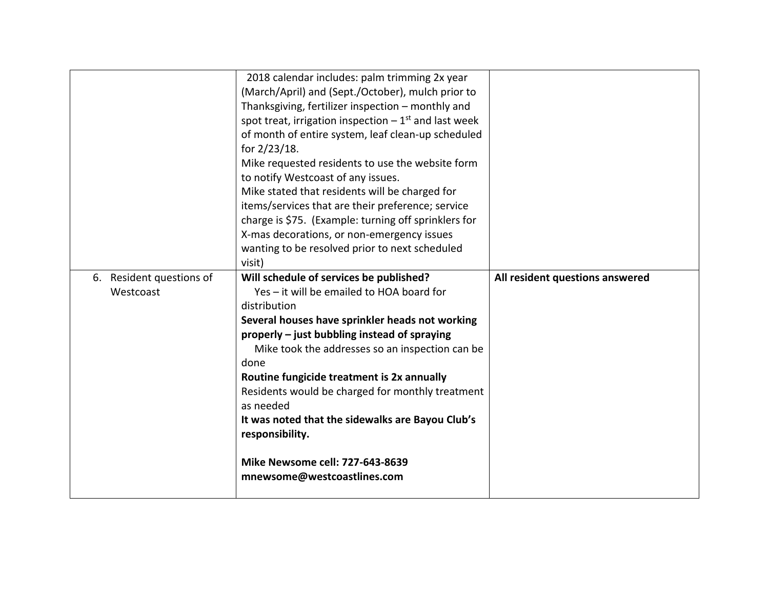| | | |
|---|---|---|
| | 2018 calendar includes: palm trimming 2x year (March/April) and (Sept./October), mulch prior to Thanksgiving, fertilizer inspection – monthly and spot treat, irrigation inspection – 1st and last week of month of entire system, leaf clean-up scheduled for 2/23/18.<br>Mike requested residents to use the website form to notify Westcoast of any issues.<br>Mike stated that residents will be charged for items/services that are their preference; service charge is $75. (Example: turning off sprinklers for X-mas decorations, or non-emergency issues wanting to be resolved prior to next scheduled visit) | |
| 6. Resident questions of Westcoast | **Will schedule of services be published?**<br>Yes – it will be emailed to HOA board for distribution<br>**Several houses have sprinkler heads not working properly – just bubbling instead of spraying**<br>Mike took the addresses so an inspection can be done<br>**Routine fungicide treatment is 2x annually**<br>Residents would be charged for monthly treatment as needed<br>**It was noted that the sidewalks are Bayou Club's responsibility.**<br><br>**Mike Newsome cell: 727-643-8639**<br>**mnewsome@westcoastlines.com** | **All resident questions answered** |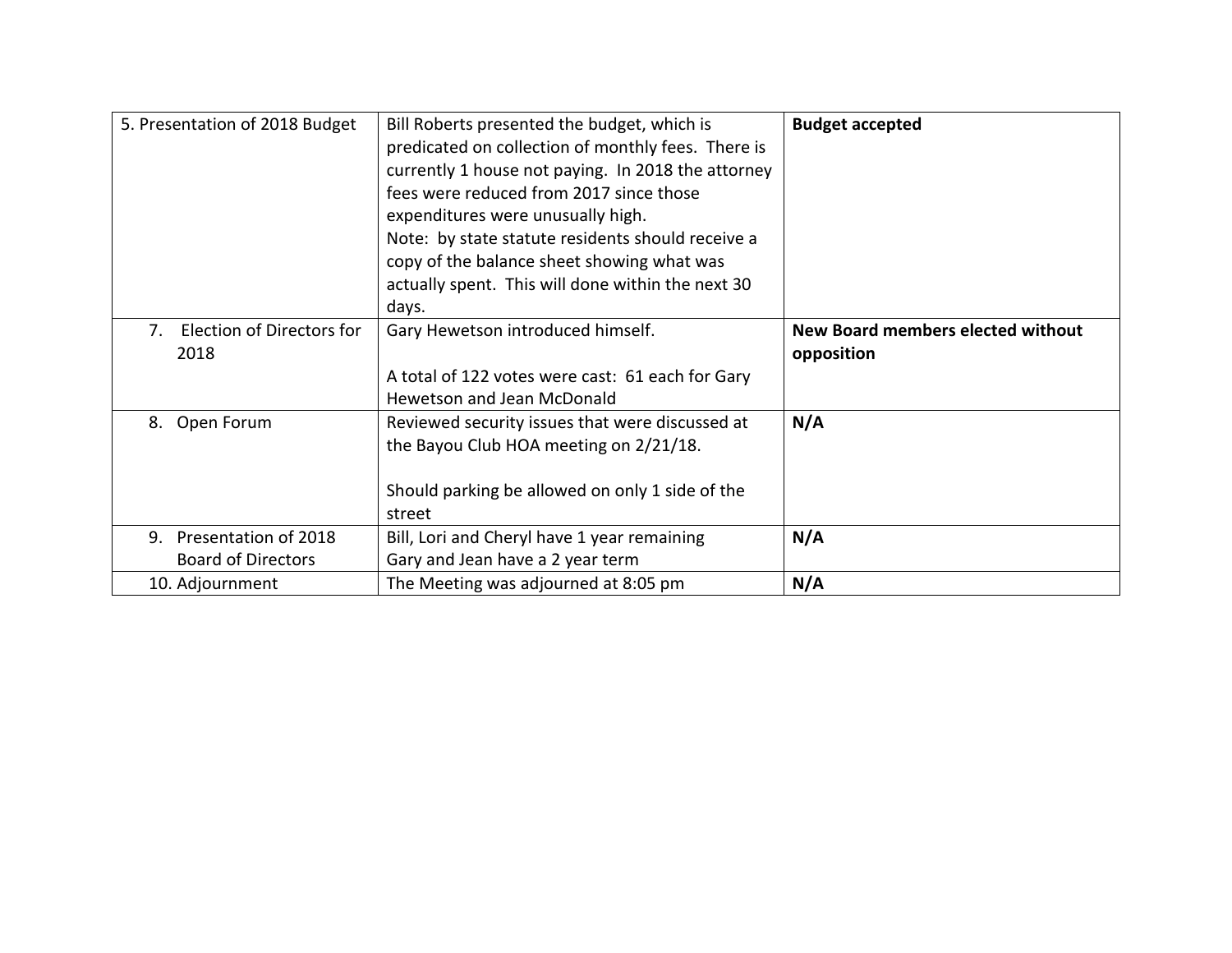| | | |
|---|---|---|
| 5. Presentation of 2018 Budget | Bill Roberts presented the budget, which is predicated on collection of monthly fees. There is currently 1 house not paying. In 2018 the attorney fees were reduced from 2017 since those expenditures were unusually high.<br>Note: by state statute residents should receive a copy of the balance sheet showing what was actually spent. This will done within the next 30 days. | **Budget accepted** |
| 7. Election of Directors for 2018 | Gary Hewetson introduced himself.<br><br>A total of 122 votes were cast: 61 each for Gary Hewetson and Jean McDonald | **New Board members elected without opposition** |
| 8. Open Forum | Reviewed security issues that were discussed at the Bayou Club HOA meeting on 2/21/18.<br><br>Should parking be allowed on only 1 side of the street | **N/A** |
| 9. Presentation of 2018 Board of Directors | Bill, Lori and Cheryl have 1 year remaining<br>Gary and Jean have a 2 year term | **N/A** |
| 10. Adjournment | The Meeting was adjourned at 8:05 pm | **N/A** |